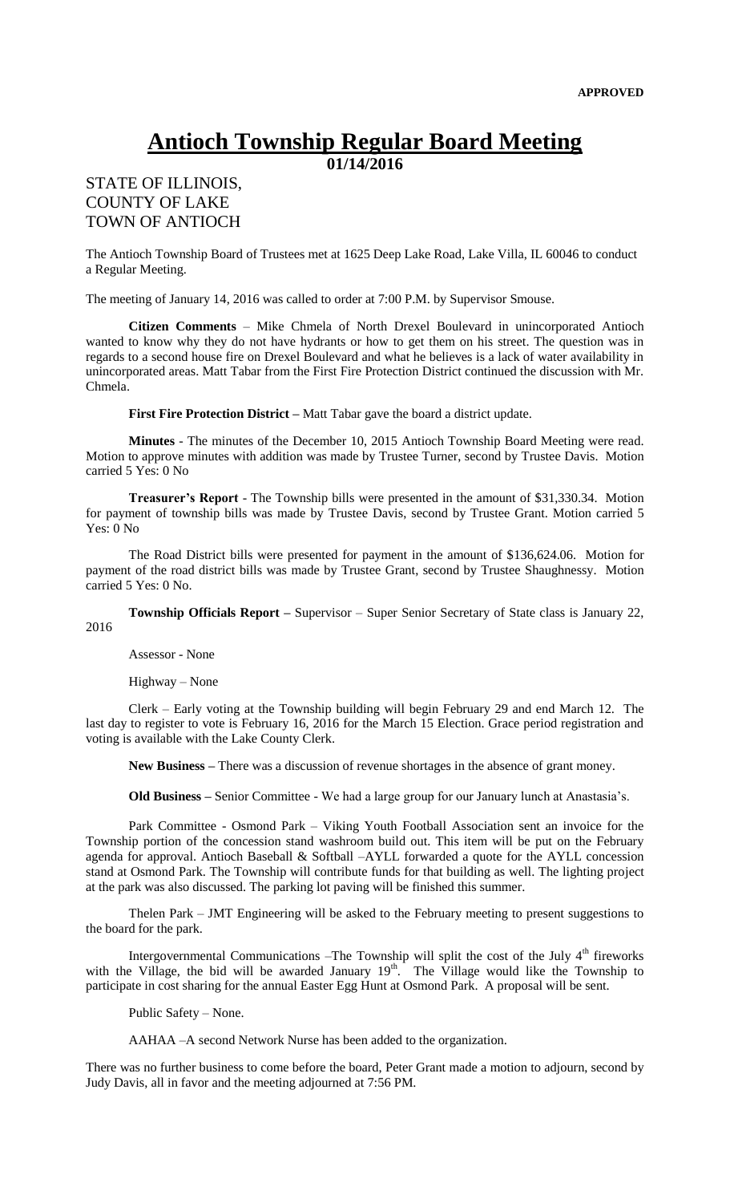**APPROVED**

# Antioch Township Regular Board Meeting

**01/14/2016**

STATE OF ILLINOIS,
COUNTY OF LAKE
TOWN OF ANTIOCH

The Antioch Township Board of Trustees met at 1625 Deep Lake Road, Lake Villa, IL 60046 to conduct a Regular Meeting.

The meeting of January 14, 2016 was called to order at 7:00 P.M. by Supervisor Smouse.

**Citizen Comments** – Mike Chmela of North Drexel Boulevard in unincorporated Antioch wanted to know why they do not have hydrants or how to get them on his street. The question was in regards to a second house fire on Drexel Boulevard and what he believes is a lack of water availability in unincorporated areas. Matt Tabar from the First Fire Protection District continued the discussion with Mr. Chmela.

**First Fire Protection District –** Matt Tabar gave the board a district update.

**Minutes** - The minutes of the December 10, 2015 Antioch Township Board Meeting were read. Motion to approve minutes with addition was made by Trustee Turner, second by Trustee Davis. Motion carried 5 Yes: 0 No

**Treasurer's Report** - The Township bills were presented in the amount of $31,330.34. Motion for payment of township bills was made by Trustee Davis, second by Trustee Grant. Motion carried 5 Yes: 0 No

The Road District bills were presented for payment in the amount of $136,624.06. Motion for payment of the road district bills was made by Trustee Grant, second by Trustee Shaughnessy. Motion carried 5 Yes: 0 No.

**Township Officials Report –** Supervisor – Super Senior Secretary of State class is January 22, 2016

Assessor - None

Highway – None

Clerk – Early voting at the Township building will begin February 29 and end March 12. The last day to register to vote is February 16, 2016 for the March 15 Election. Grace period registration and voting is available with the Lake County Clerk.

**New Business –** There was a discussion of revenue shortages in the absence of grant money.

**Old Business –** Senior Committee - We had a large group for our January lunch at Anastasia's.

Park Committee - Osmond Park – Viking Youth Football Association sent an invoice for the Township portion of the concession stand washroom build out. This item will be put on the February agenda for approval. Antioch Baseball & Softball –AYLL forwarded a quote for the AYLL concession stand at Osmond Park. The Township will contribute funds for that building as well. The lighting project at the park was also discussed. The parking lot paving will be finished this summer.

Thelen Park – JMT Engineering will be asked to the February meeting to present suggestions to the board for the park.

Intergovernmental Communications –The Township will split the cost of the July 4th fireworks with the Village, the bid will be awarded January 19th. The Village would like the Township to participate in cost sharing for the annual Easter Egg Hunt at Osmond Park. A proposal will be sent.

Public Safety – None.

AAHAA –A second Network Nurse has been added to the organization.

There was no further business to come before the board, Peter Grant made a motion to adjourn, second by Judy Davis, all in favor and the meeting adjourned at 7:56 PM.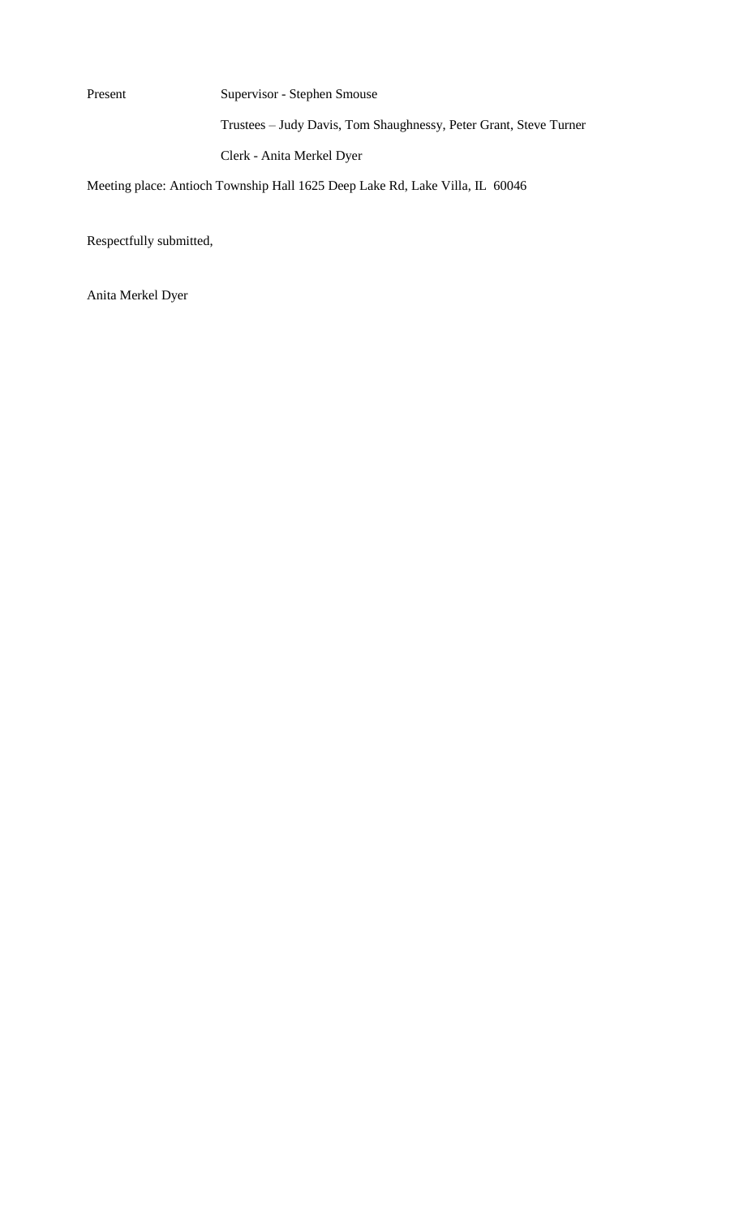| | |
|---|---|
| Present | Supervisor - Stephen Smouse |
| | Trustees – Judy Davis, Tom Shaughnessy, Peter Grant, Steve Turner |
| | Clerk - Anita Merkel Dyer |

Meeting place: Antioch Township Hall 1625 Deep Lake Rd, Lake Villa, IL 60046

Respectfully submitted,

Anita Merkel Dyer